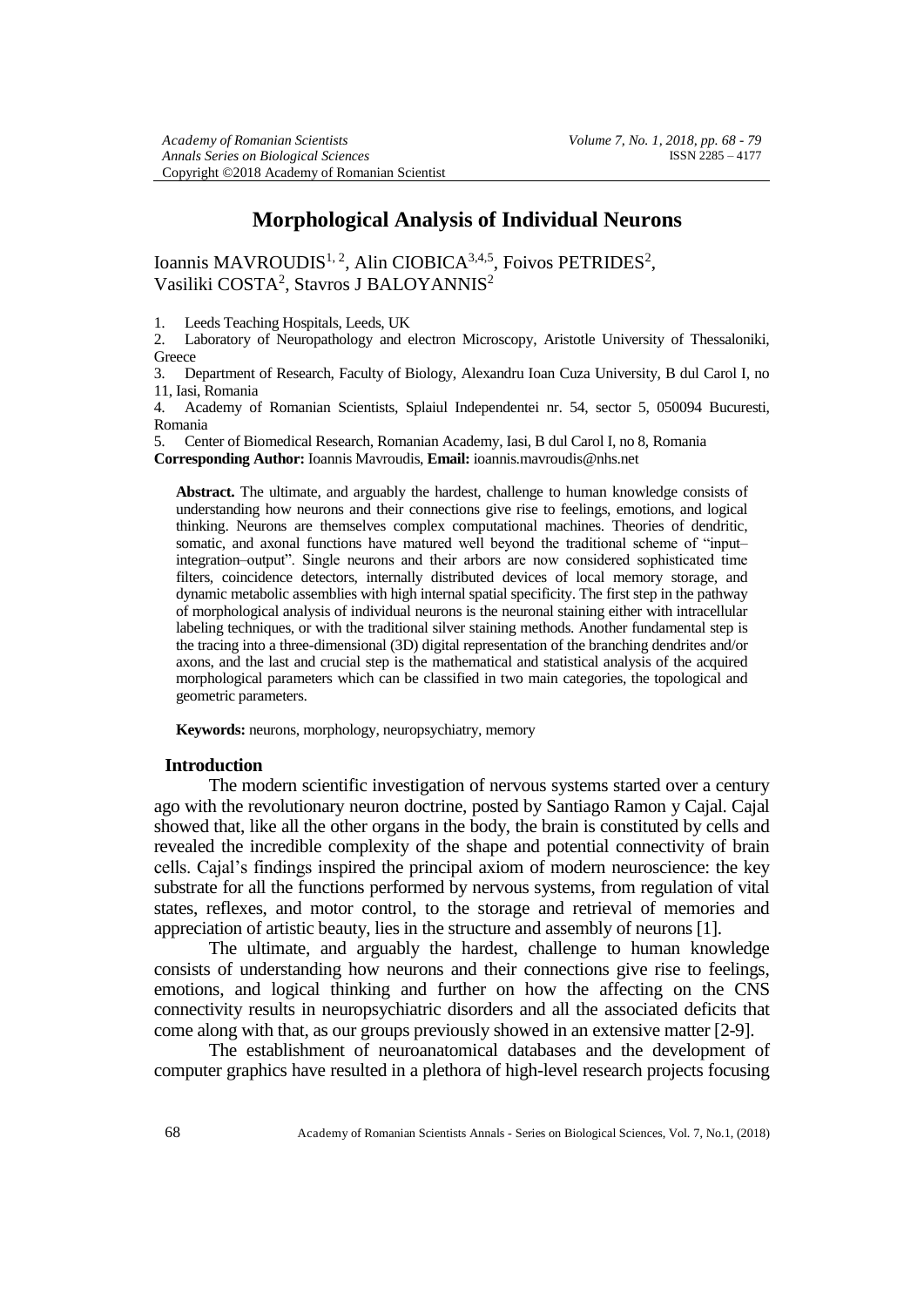# Morphological Analysis of Individual Neurons

Ioannis MAVROUDIS[1, 2], Alin CIOBICA[3,4,5], Foivos PETRIDES[2], Vasiliki COSTA[2], Stavros J BALOYANNIS[2]

1. Leeds Teaching Hospitals, Leeds, UK
2. Laboratory of Neuropathology and electron Microscopy, Aristotle University of Thessaloniki, Greece
3. Department of Research, Faculty of Biology, Alexandru Ioan Cuza University, B dul Carol I, no 11, Iasi, Romania
4. Academy of Romanian Scientists, Splaiul Independentei nr. 54, sector 5, 050094 Bucuresti, Romania
5. Center of Biomedical Research, Romanian Academy, Iasi, B dul Carol I, no 8, Romania

**Corresponding Author:** Ioannis Mavroudis, **Email:** ioannis.mavroudis@nhs.net

**Abstract.** The ultimate, and arguably the hardest, challenge to human knowledge consists of understanding how neurons and their connections give rise to feelings, emotions, and logical thinking. Neurons are themselves complex computational machines. Theories of dendritic, somatic, and axonal functions have matured well beyond the traditional scheme of "input–integration–output". Single neurons and their arbors are now considered sophisticated time filters, coincidence detectors, internally distributed devices of local memory storage, and dynamic metabolic assemblies with high internal spatial specificity. The first step in the pathway of morphological analysis of individual neurons is the neuronal staining either with intracellular labeling techniques, or with the traditional silver staining methods. Another fundamental step is the tracing into a three-dimensional (3D) digital representation of the branching dendrites and/or axons, and the last and crucial step is the mathematical and statistical analysis of the acquired morphological parameters which can be classified in two main categories, the topological and geometric parameters.

**Keywords:** neurons, morphology, neuropsychiatry, memory

## Introduction

The modern scientific investigation of nervous systems started over a century ago with the revolutionary neuron doctrine, posted by Santiago Ramon y Cajal. Cajal showed that, like all the other organs in the body, the brain is constituted by cells and revealed the incredible complexity of the shape and potential connectivity of brain cells. Cajal's findings inspired the principal axiom of modern neuroscience: the key substrate for all the functions performed by nervous systems, from regulation of vital states, reflexes, and motor control, to the storage and retrieval of memories and appreciation of artistic beauty, lies in the structure and assembly of neurons [1].

The ultimate, and arguably the hardest, challenge to human knowledge consists of understanding how neurons and their connections give rise to feelings, emotions, and logical thinking and further on how the affecting on the CNS connectivity results in neuropsychiatric disorders and all the associated deficits that come along with that, as our groups previously showed in an extensive matter [2-9].

The establishment of neuroanatomical databases and the development of computer graphics have resulted in a plethora of high-level research projects focusing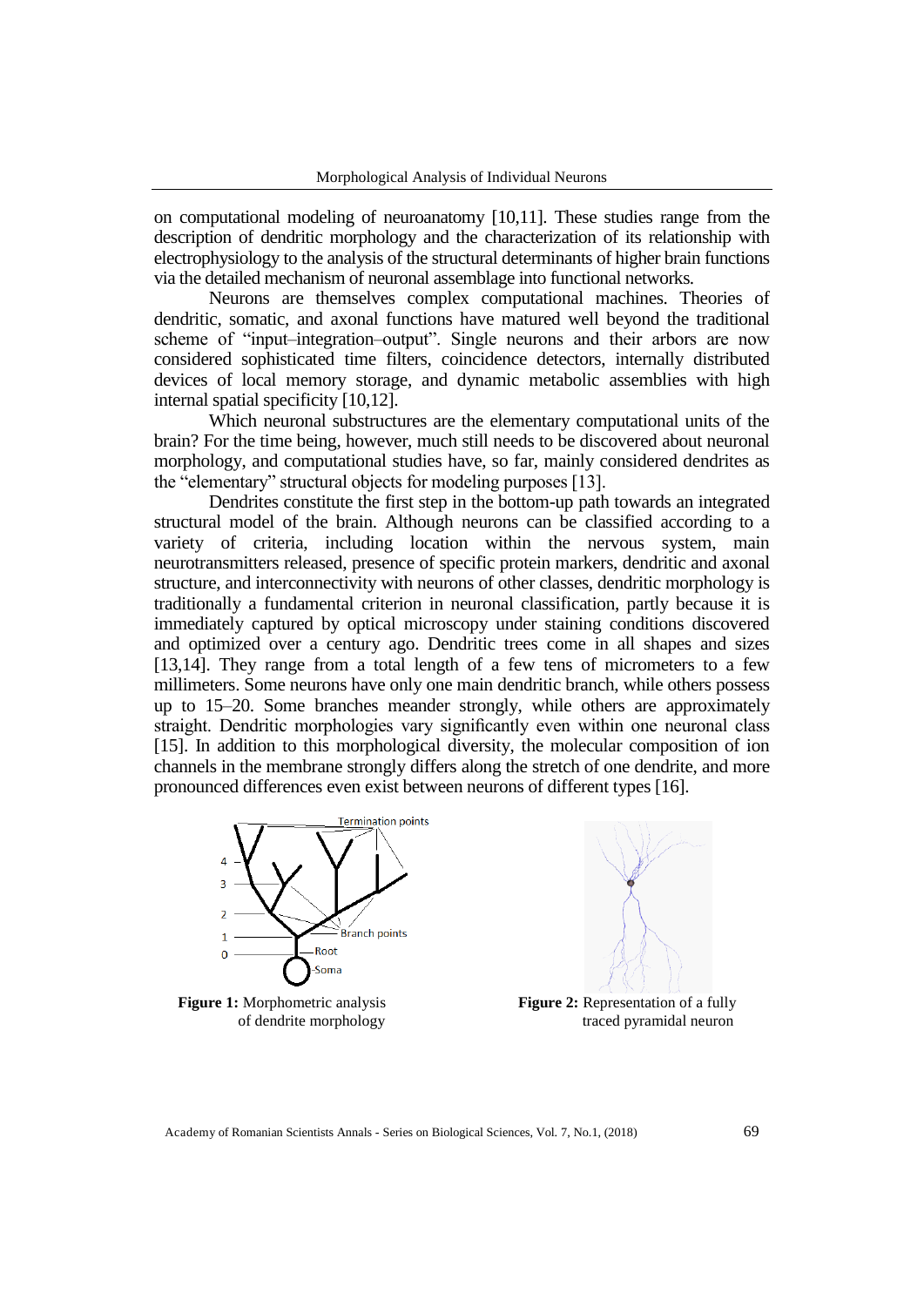on computational modeling of neuroanatomy [10,11]. These studies range from the description of dendritic morphology and the characterization of its relationship with electrophysiology to the analysis of the structural determinants of higher brain functions via the detailed mechanism of neuronal assemblage into functional networks.

Neurons are themselves complex computational machines. Theories of dendritic, somatic, and axonal functions have matured well beyond the traditional scheme of "input–integration–output". Single neurons and their arbors are now considered sophisticated time filters, coincidence detectors, internally distributed devices of local memory storage, and dynamic metabolic assemblies with high internal spatial specificity [10,12].

Which neuronal substructures are the elementary computational units of the brain? For the time being, however, much still needs to be discovered about neuronal morphology, and computational studies have, so far, mainly considered dendrites as the "elementary" structural objects for modeling purposes [13].

Dendrites constitute the first step in the bottom-up path towards an integrated structural model of the brain. Although neurons can be classified according to a variety of criteria, including location within the nervous system, main neurotransmitters released, presence of specific protein markers, dendritic and axonal structure, and interconnectivity with neurons of other classes, dendritic morphology is traditionally a fundamental criterion in neuronal classification, partly because it is immediately captured by optical microscopy under staining conditions discovered and optimized over a century ago. Dendritic trees come in all shapes and sizes [13,14]. They range from a total length of a few tens of micrometers to a few millimeters. Some neurons have only one main dendritic branch, while others possess up to 15–20. Some branches meander strongly, while others are approximately straight. Dendritic morphologies vary significantly even within one neuronal class [15]. In addition to this morphological diversity, the molecular composition of ion channels in the membrane strongly differs along the stretch of one dendrite, and more pronounced differences even exist between neurons of different types [16].

**Figure 1:** Morphometric analysis of dendrite morphology

**Figure 2:** Representation of a fully traced pyramidal neuron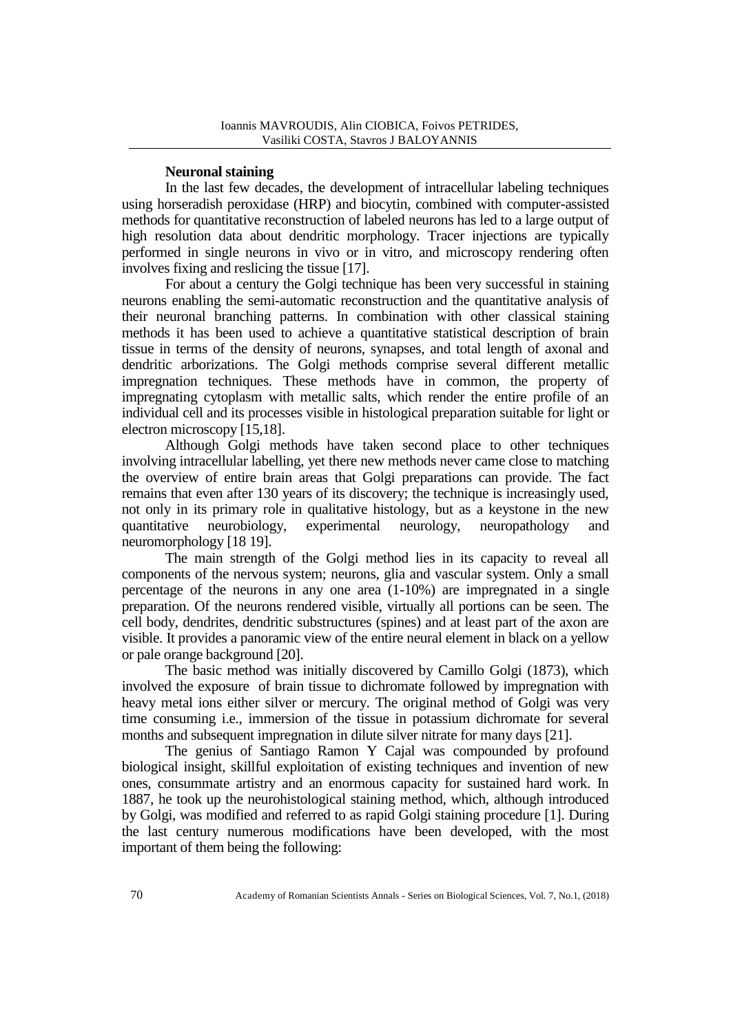**Neuronal staining**

In the last few decades, the development of intracellular labeling techniques using horseradish peroxidase (HRP) and biocytin, combined with computer-assisted methods for quantitative reconstruction of labeled neurons has led to a large output of high resolution data about dendritic morphology. Tracer injections are typically performed in single neurons in vivo or in vitro, and microscopy rendering often involves fixing and reslicing the tissue [17].

For about a century the Golgi technique has been very successful in staining neurons enabling the semi-automatic reconstruction and the quantitative analysis of their neuronal branching patterns. In combination with other classical staining methods it has been used to achieve a quantitative statistical description of brain tissue in terms of the density of neurons, synapses, and total length of axonal and dendritic arborizations. The Golgi methods comprise several different metallic impregnation techniques. These methods have in common, the property of impregnating cytoplasm with metallic salts, which render the entire profile of an individual cell and its processes visible in histological preparation suitable for light or electron microscopy [15,18].

Although Golgi methods have taken second place to other techniques involving intracellular labelling, yet there new methods never came close to matching the overview of entire brain areas that Golgi preparations can provide. The fact remains that even after 130 years of its discovery; the technique is increasingly used, not only in its primary role in qualitative histology, but as a keystone in the new quantitative neurobiology, experimental neurology, neuropathology and neuromorphology [18 19].

The main strength of the Golgi method lies in its capacity to reveal all components of the nervous system; neurons, glia and vascular system. Only a small percentage of the neurons in any one area (1-10%) are impregnated in a single preparation. Of the neurons rendered visible, virtually all portions can be seen. The cell body, dendrites, dendritic substructures (spines) and at least part of the axon are visible. It provides a panoramic view of the entire neural element in black on a yellow or pale orange background [20].

The basic method was initially discovered by Camillo Golgi (1873), which involved the exposure of brain tissue to dichromate followed by impregnation with heavy metal ions either silver or mercury. The original method of Golgi was very time consuming i.e., immersion of the tissue in potassium dichromate for several months and subsequent impregnation in dilute silver nitrate for many days [21].

The genius of Santiago Ramon Y Cajal was compounded by profound biological insight, skillful exploitation of existing techniques and invention of new ones, consummate artistry and an enormous capacity for sustained hard work. In 1887, he took up the neurohistological staining method, which, although introduced by Golgi, was modified and referred to as rapid Golgi staining procedure [1]. During the last century numerous modifications have been developed, with the most important of them being the following: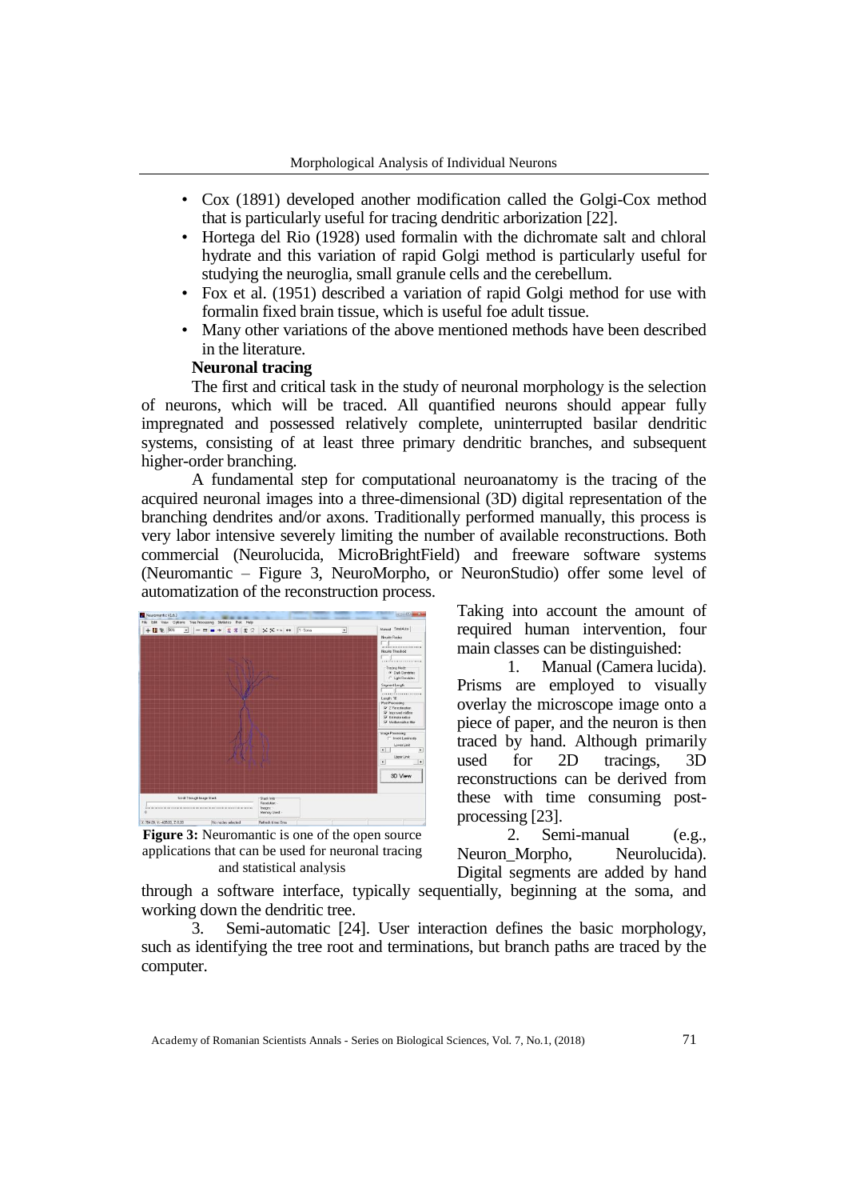- Cox (1891) developed another modification called the Golgi-Cox method that is particularly useful for tracing dendritic arborization [22].
- Hortega del Rio (1928) used formalin with the dichromate salt and chloral hydrate and this variation of rapid Golgi method is particularly useful for studying the neuroglia, small granule cells and the cerebellum.
- Fox et al. (1951) described a variation of rapid Golgi method for use with formalin fixed brain tissue, which is useful foe adult tissue.
- Many other variations of the above mentioned methods have been described in the literature.

**Neuronal tracing**

The first and critical task in the study of neuronal morphology is the selection of neurons, which will be traced. All quantified neurons should appear fully impregnated and possessed relatively complete, uninterrupted basilar dendritic systems, consisting of at least three primary dendritic branches, and subsequent higher-order branching.

A fundamental step for computational neuroanatomy is the tracing of the acquired neuronal images into a three-dimensional (3D) digital representation of the branching dendrites and/or axons. Traditionally performed manually, this process is very labor intensive severely limiting the number of available reconstructions. Both commercial (Neurolucida, MicroBrightField) and freeware software systems (Neuromantic – Figure 3, NeuroMorpho, or NeuronStudio) offer some level of automatization of the reconstruction process.

**Figure 3:** Neuromantic is one of the open source applications that can be used for neuronal tracing and statistical analysis

Taking into account the amount of required human intervention, four main classes can be distinguished:

1. Manual (Camera lucida). Prisms are employed to visually overlay the microscope image onto a piece of paper, and the neuron is then traced by hand. Although primarily used for 2D tracings, 3D reconstructions can be derived from these with time consuming post-processing [23].

2. Semi-manual (e.g., Neuron_Morpho, Neurolucida). Digital segments are added by hand through a software interface, typically sequentially, beginning at the soma, and working down the dendritic tree.

3. Semi-automatic [24]. User interaction defines the basic morphology, such as identifying the tree root and terminations, but branch paths are traced by the computer.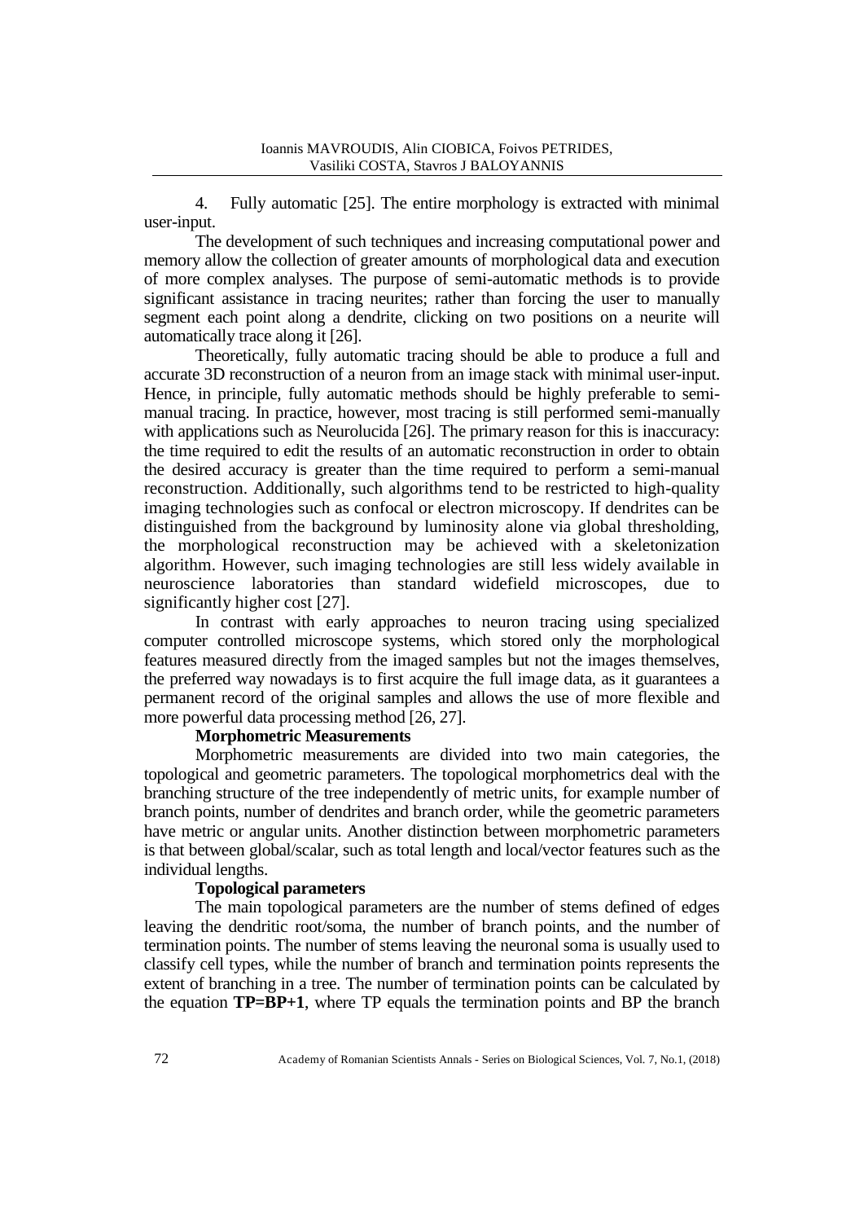4. Fully automatic [25]. The entire morphology is extracted with minimal user-input.

The development of such techniques and increasing computational power and memory allow the collection of greater amounts of morphological data and execution of more complex analyses. The purpose of semi-automatic methods is to provide significant assistance in tracing neurites; rather than forcing the user to manually segment each point along a dendrite, clicking on two positions on a neurite will automatically trace along it [26].

Theoretically, fully automatic tracing should be able to produce a full and accurate 3D reconstruction of a neuron from an image stack with minimal user-input. Hence, in principle, fully automatic methods should be highly preferable to semi-manual tracing. In practice, however, most tracing is still performed semi-manually with applications such as Neurolucida [26]. The primary reason for this is inaccuracy: the time required to edit the results of an automatic reconstruction in order to obtain the desired accuracy is greater than the time required to perform a semi-manual reconstruction. Additionally, such algorithms tend to be restricted to high-quality imaging technologies such as confocal or electron microscopy. If dendrites can be distinguished from the background by luminosity alone via global thresholding, the morphological reconstruction may be achieved with a skeletonization algorithm. However, such imaging technologies are still less widely available in neuroscience laboratories than standard widefield microscopes, due to significantly higher cost [27].

In contrast with early approaches to neuron tracing using specialized computer controlled microscope systems, which stored only the morphological features measured directly from the imaged samples but not the images themselves, the preferred way nowadays is to first acquire the full image data, as it guarantees a permanent record of the original samples and allows the use of more flexible and more powerful data processing method [26, 27].

**Morphometric Measurements**

Morphometric measurements are divided into two main categories, the topological and geometric parameters. The topological morphometrics deal with the branching structure of the tree independently of metric units, for example number of branch points, number of dendrites and branch order, while the geometric parameters have metric or angular units. Another distinction between morphometric parameters is that between global/scalar, such as total length and local/vector features such as the individual lengths.

**Topological parameters**

The main topological parameters are the number of stems defined of edges leaving the dendritic root/soma, the number of branch points, and the number of termination points. The number of stems leaving the neuronal soma is usually used to classify cell types, while the number of branch and termination points represents the extent of branching in a tree. The number of termination points can be calculated by the equation **TP=BP+1**, where TP equals the termination points and BP the branch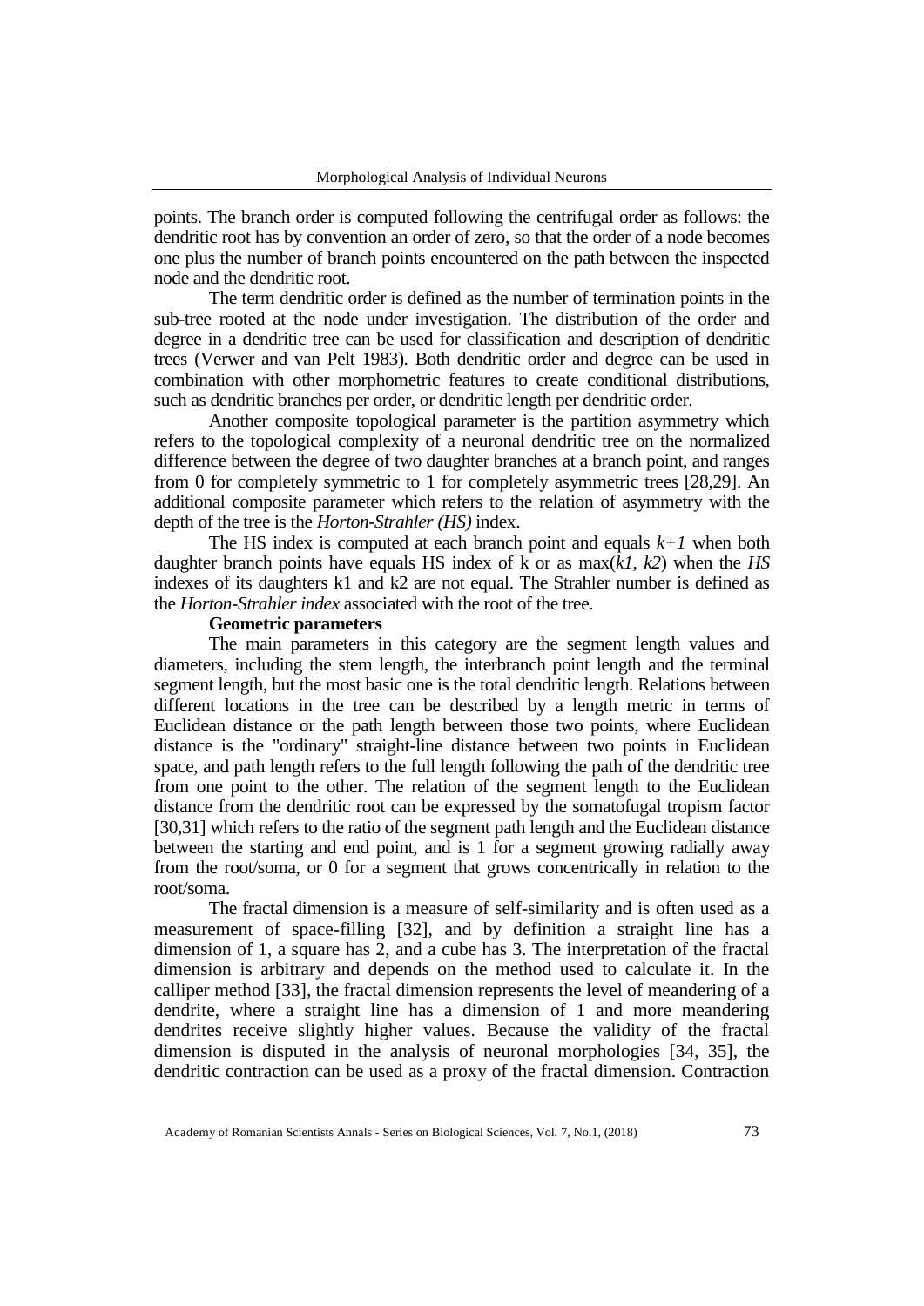points. The branch order is computed following the centrifugal order as follows: the dendritic root has by convention an order of zero, so that the order of a node becomes one plus the number of branch points encountered on the path between the inspected node and the dendritic root.

The term dendritic order is defined as the number of termination points in the sub-tree rooted at the node under investigation. The distribution of the order and degree in a dendritic tree can be used for classification and description of dendritic trees (Verwer and van Pelt 1983). Both dendritic order and degree can be used in combination with other morphometric features to create conditional distributions, such as dendritic branches per order, or dendritic length per dendritic order.

Another composite topological parameter is the partition asymmetry which refers to the topological complexity of a neuronal dendritic tree on the normalized difference between the degree of two daughter branches at a branch point, and ranges from 0 for completely symmetric to 1 for completely asymmetric trees [28,29]. An additional composite parameter which refers to the relation of asymmetry with the depth of the tree is the *Horton-Strahler (HS)* index.

The HS index is computed at each branch point and equals $k+1$ when both daughter branch points have equals HS index of k or as max($k1$, $k2$) when the *HS* indexes of its daughters k1 and k2 are not equal. The Strahler number is defined as the *Horton-Strahler index* associated with the root of the tree.

**Geometric parameters**

The main parameters in this category are the segment length values and diameters, including the stem length, the interbranch point length and the terminal segment length, but the most basic one is the total dendritic length. Relations between different locations in the tree can be described by a length metric in terms of Euclidean distance or the path length between those two points, where Euclidean distance is the "ordinary" straight-line distance between two points in Euclidean space, and path length refers to the full length following the path of the dendritic tree from one point to the other. The relation of the segment length to the Euclidean distance from the dendritic root can be expressed by the somatofugal tropism factor [30,31] which refers to the ratio of the segment path length and the Euclidean distance between the starting and end point, and is 1 for a segment growing radially away from the root/soma, or 0 for a segment that grows concentrically in relation to the root/soma.

The fractal dimension is a measure of self-similarity and is often used as a measurement of space-filling [32], and by definition a straight line has a dimension of 1, a square has 2, and a cube has 3. The interpretation of the fractal dimension is arbitrary and depends on the method used to calculate it. In the calliper method [33], the fractal dimension represents the level of meandering of a dendrite, where a straight line has a dimension of 1 and more meandering dendrites receive slightly higher values. Because the validity of the fractal dimension is disputed in the analysis of neuronal morphologies [34, 35], the dendritic contraction can be used as a proxy of the fractal dimension. Contraction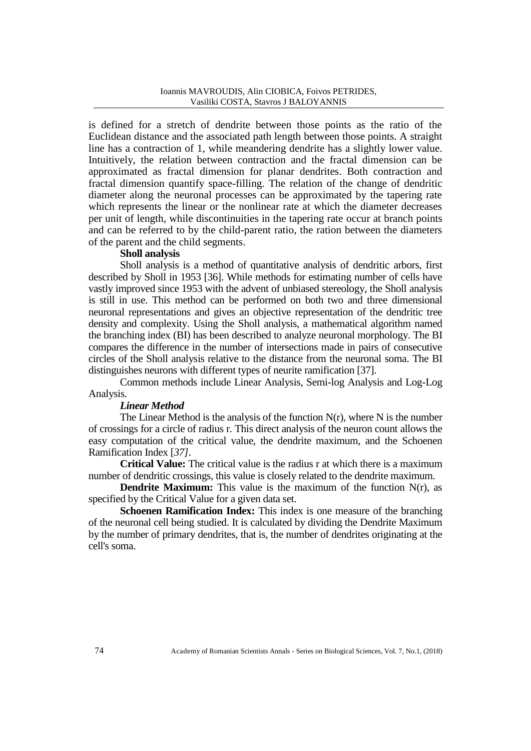is defined for a stretch of dendrite between those points as the ratio of the Euclidean distance and the associated path length between those points. A straight line has a contraction of 1, while meandering dendrite has a slightly lower value. Intuitively, the relation between contraction and the fractal dimension can be approximated as fractal dimension for planar dendrites. Both contraction and fractal dimension quantify space-filling. The relation of the change of dendritic diameter along the neuronal processes can be approximated by the tapering rate which represents the linear or the nonlinear rate at which the diameter decreases per unit of length, while discontinuities in the tapering rate occur at branch points and can be referred to by the child-parent ratio, the ration between the diameters of the parent and the child segments.

**Sholl analysis**

Sholl analysis is a method of quantitative analysis of dendritic arbors, first described by Sholl in 1953 [36]. While methods for estimating number of cells have vastly improved since 1953 with the advent of unbiased stereology, the Sholl analysis is still in use. This method can be performed on both two and three dimensional neuronal representations and gives an objective representation of the dendritic tree density and complexity. Using the Sholl analysis, a mathematical algorithm named the branching index (BI) has been described to analyze neuronal morphology. The BI compares the difference in the number of intersections made in pairs of consecutive circles of the Sholl analysis relative to the distance from the neuronal soma. The BI distinguishes neurons with different types of neurite ramification [37].

Common methods include Linear Analysis, Semi-log Analysis and Log-Log Analysis.

***Linear Method***

The Linear Method is the analysis of the function N(r), where N is the number of crossings for a circle of radius r. This direct analysis of the neuron count allows the easy computation of the critical value, the dendrite maximum, and the Schoenen Ramification Index [*37]*.

**Critical Value:** The critical value is the radius r at which there is a maximum number of dendritic crossings, this value is closely related to the dendrite maximum.

**Dendrite Maximum:** This value is the maximum of the function N(r), as specified by the Critical Value for a given data set.

**Schoenen Ramification Index:** This index is one measure of the branching of the neuronal cell being studied. It is calculated by dividing the Dendrite Maximum by the number of primary dendrites, that is, the number of dendrites originating at the cell's soma.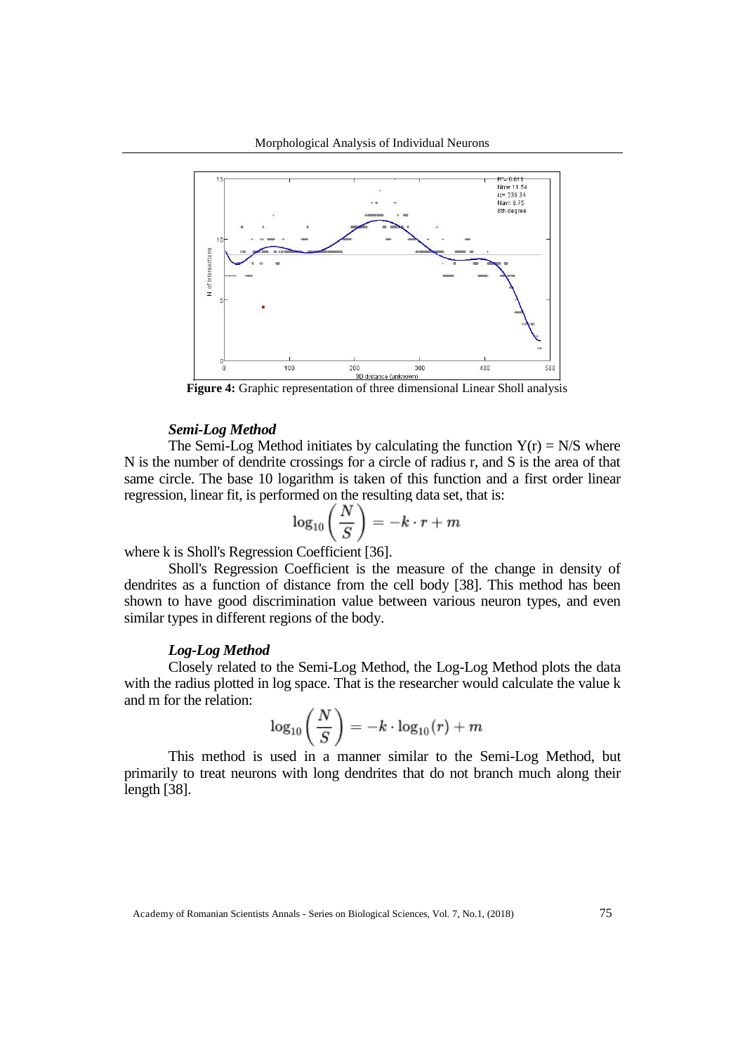**Figure 4:** Graphic representation of three dimensional Linear Sholl analysis

### *Semi-Log Method*

The Semi-Log Method initiates by calculating the function $Y(r) = N/S$ where N is the number of dendrite crossings for a circle of radius r, and S is the area of that same circle. The base 10 logarithm is taken of this function and a first order linear regression, linear fit, is performed on the resulting data set, that is:

$$\log_{10}\left(\frac{N}{S}\right) = -k \cdot r + m$$

where k is Sholl's Regression Coefficient [36].

Sholl's Regression Coefficient is the measure of the change in density of dendrites as a function of distance from the cell body [38]. This method has been shown to have good discrimination value between various neuron types, and even similar types in different regions of the body.

### *Log-Log Method*

Closely related to the Semi-Log Method, the Log-Log Method plots the data with the radius plotted in log space. That is the researcher would calculate the value k and m for the relation:

$$\log_{10}\left(\frac{N}{S}\right) = -k \cdot \log_{10}(r) + m$$

This method is used in a manner similar to the Semi-Log Method, but primarily to treat neurons with long dendrites that do not branch much along their length [38].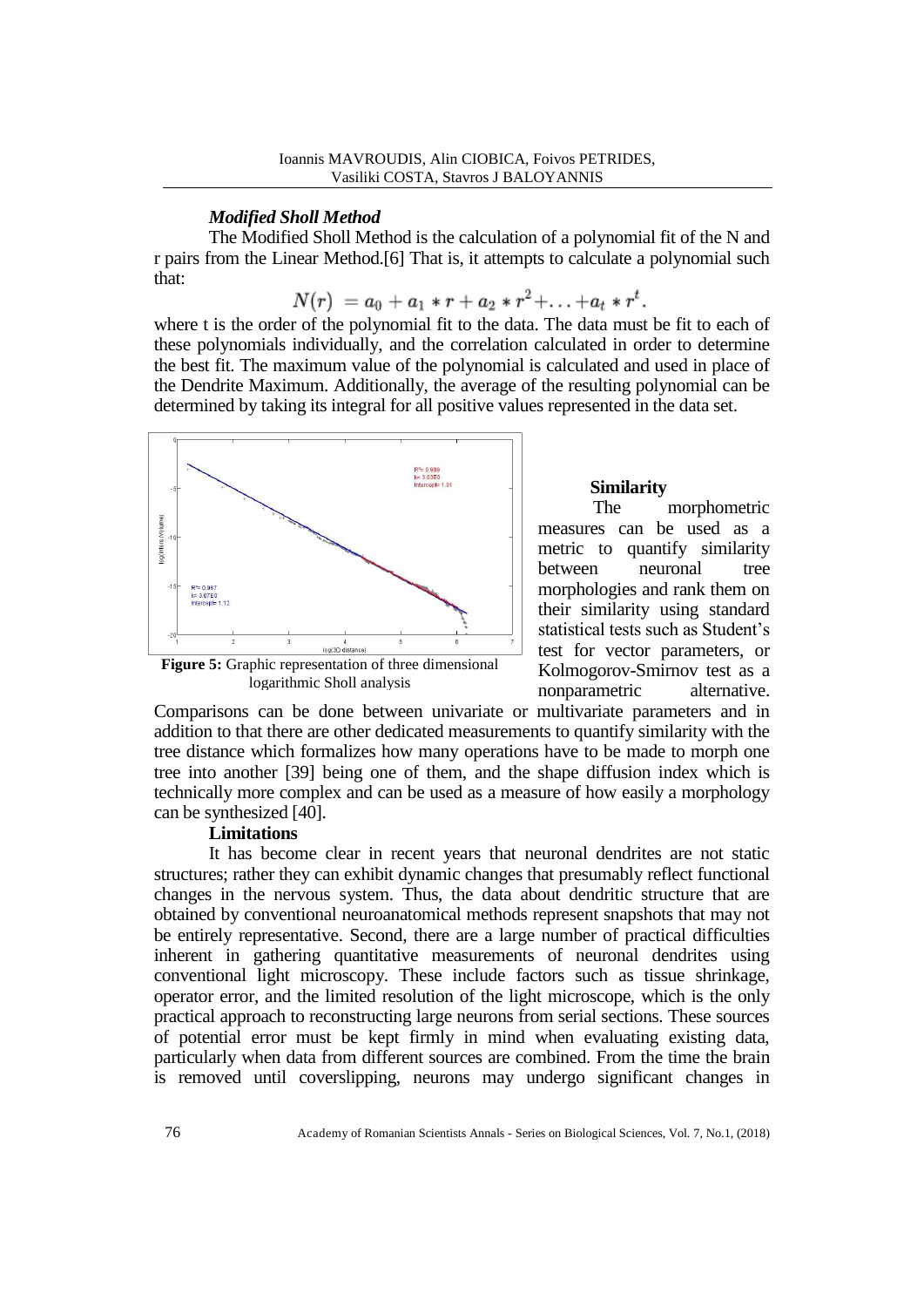### *Modified Sholl Method*

The Modified Sholl Method is the calculation of a polynomial fit of the N and r pairs from the Linear Method.[6] That is, it attempts to calculate a polynomial such that:

$$N(r) = a_0 + a_1 * r + a_2 * r^2 + \ldots + a_t * r^t.$$

where t is the order of the polynomial fit to the data. The data must be fit to each of these polynomials individually, and the correlation calculated in order to determine the best fit. The maximum value of the polynomial is calculated and used in place of the Dendrite Maximum. Additionally, the average of the resulting polynomial can be determined by taking its integral for all positive values represented in the data set.

**Figure 5:** Graphic representation of three dimensional logarithmic Sholl analysis

**Similarity**

The morphometric measures can be used as a metric to quantify similarity between neuronal tree morphologies and rank them on their similarity using standard statistical tests such as Student's test for vector parameters, or Kolmogorov-Smirnov test as a nonparametric alternative. Comparisons can be done between univariate or multivariate parameters and in addition to that there are other dedicated measurements to quantify similarity with the tree distance which formalizes how many operations have to be made to morph one tree into another [39] being one of them, and the shape diffusion index which is technically more complex and can be used as a measure of how easily a morphology can be synthesized [40].

**Limitations**

It has become clear in recent years that neuronal dendrites are not static structures; rather they can exhibit dynamic changes that presumably reflect functional changes in the nervous system. Thus, the data about dendritic structure that are obtained by conventional neuroanatomical methods represent snapshots that may not be entirely representative. Second, there are a large number of practical difficulties inherent in gathering quantitative measurements of neuronal dendrites using conventional light microscopy. These include factors such as tissue shrinkage, operator error, and the limited resolution of the light microscope, which is the only practical approach to reconstructing large neurons from serial sections. These sources of potential error must be kept firmly in mind when evaluating existing data, particularly when data from different sources are combined. From the time the brain is removed until coverslipping, neurons may undergo significant changes in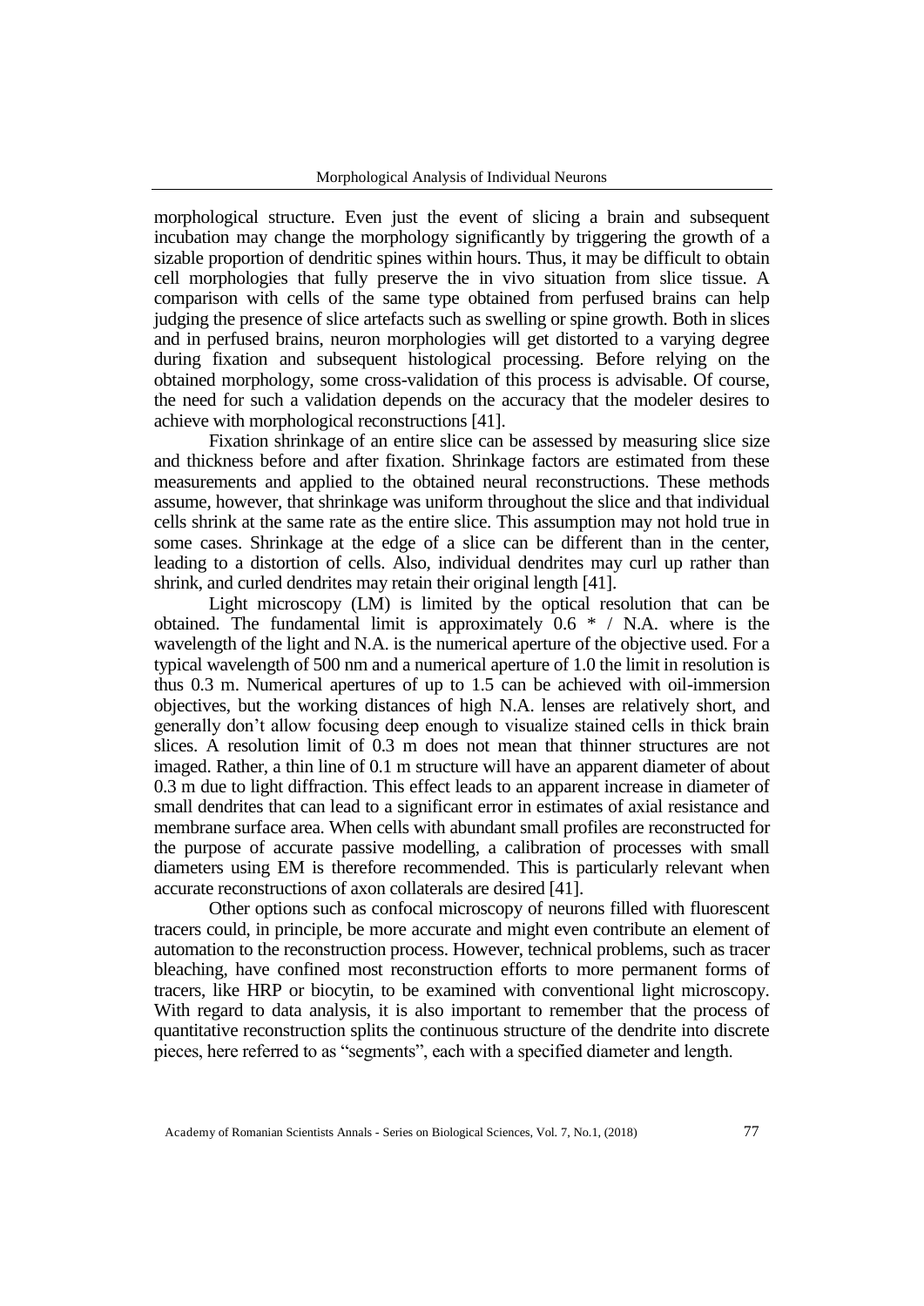morphological structure. Even just the event of slicing a brain and subsequent incubation may change the morphology significantly by triggering the growth of a sizable proportion of dendritic spines within hours. Thus, it may be difficult to obtain cell morphologies that fully preserve the in vivo situation from slice tissue. A comparison with cells of the same type obtained from perfused brains can help judging the presence of slice artefacts such as swelling or spine growth. Both in slices and in perfused brains, neuron morphologies will get distorted to a varying degree during fixation and subsequent histological processing. Before relying on the obtained morphology, some cross-validation of this process is advisable. Of course, the need for such a validation depends on the accuracy that the modeler desires to achieve with morphological reconstructions [41].

Fixation shrinkage of an entire slice can be assessed by measuring slice size and thickness before and after fixation. Shrinkage factors are estimated from these measurements and applied to the obtained neural reconstructions. These methods assume, however, that shrinkage was uniform throughout the slice and that individual cells shrink at the same rate as the entire slice. This assumption may not hold true in some cases. Shrinkage at the edge of a slice can be different than in the center, leading to a distortion of cells. Also, individual dendrites may curl up rather than shrink, and curled dendrites may retain their original length [41].

Light microscopy (LM) is limited by the optical resolution that can be obtained. The fundamental limit is approximately 0.6 * / N.A. where is the wavelength of the light and N.A. is the numerical aperture of the objective used. For a typical wavelength of 500 nm and a numerical aperture of 1.0 the limit in resolution is thus 0.3 m. Numerical apertures of up to 1.5 can be achieved with oil-immersion objectives, but the working distances of high N.A. lenses are relatively short, and generally don't allow focusing deep enough to visualize stained cells in thick brain slices. A resolution limit of 0.3 m does not mean that thinner structures are not imaged. Rather, a thin line of 0.1 m structure will have an apparent diameter of about 0.3 m due to light diffraction. This effect leads to an apparent increase in diameter of small dendrites that can lead to a significant error in estimates of axial resistance and membrane surface area. When cells with abundant small profiles are reconstructed for the purpose of accurate passive modelling, a calibration of processes with small diameters using EM is therefore recommended. This is particularly relevant when accurate reconstructions of axon collaterals are desired [41].

Other options such as confocal microscopy of neurons filled with fluorescent tracers could, in principle, be more accurate and might even contribute an element of automation to the reconstruction process. However, technical problems, such as tracer bleaching, have confined most reconstruction efforts to more permanent forms of tracers, like HRP or biocytin, to be examined with conventional light microscopy. With regard to data analysis, it is also important to remember that the process of quantitative reconstruction splits the continuous structure of the dendrite into discrete pieces, here referred to as "segments", each with a specified diameter and length.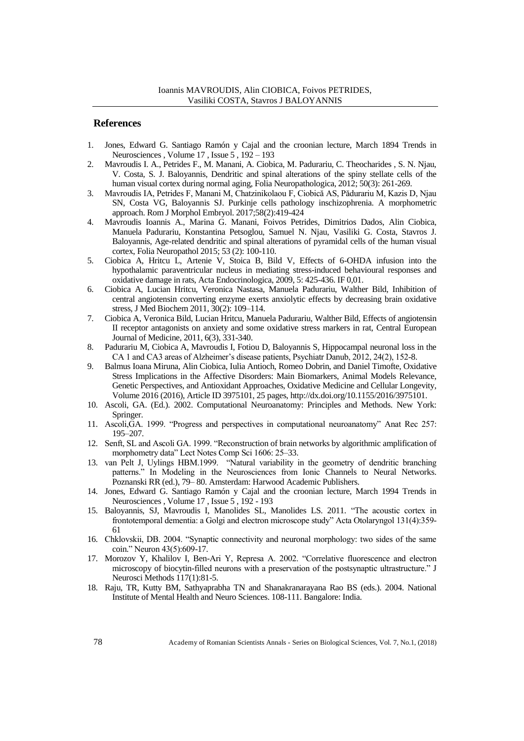## References

1. Jones, Edward G. Santiago Ramón y Cajal and the croonian lecture, March 1894 Trends in Neurosciences , Volume 17 , Issue 5 , 192 – 193
2. Mavroudis I. A., Petrides F., M. Manani, A. Ciobica, M. Padurariu, C. Theocharides , S. N. Njau, V. Costa, S. J. Baloyannis, Dendritic and spinal alterations of the spiny stellate cells of the human visual cortex during normal aging, Folia Neuropathologica, 2012; 50(3): 261-269.
3. Mavroudis IA, Petrides F, Manani M, Chatzinikolaou F, Ciobică AS, Pădurariu M, Kazis D, Njau SN, Costa VG, Baloyannis SJ. Purkinje cells pathology inschizophrenia. A morphometric approach. Rom J Morphol Embryol. 2017;58(2):419-424
4. Mavroudis Ioannis A., Marina G. Manani, Foivos Petrides, Dimitrios Dados, Alin Ciobica, Manuela Padurariu, Konstantina Petsoglou, Samuel N. Njau, Vasiliki G. Costa, Stavros J. Baloyannis, Age-related dendritic and spinal alterations of pyramidal cells of the human visual cortex, Folia Neuropathol 2015; 53 (2): 100-110.
5. Ciobica A, Hritcu L, Artenie V, Stoica B, Bild V, Effects of 6-OHDA infusion into the hypothalamic paraventricular nucleus in mediating stress-induced behavioural responses and oxidative damage in rats, Acta Endocrinologica, 2009, 5: 425-436. IF 0,01.
6. Ciobica A, Lucian Hritcu, Veronica Nastasa, Manuela Padurariu, Walther Bild, Inhibition of central angiotensin converting enzyme exerts anxiolytic effects by decreasing brain oxidative stress, J Med Biochem 2011, 30(2): 109–114.
7. Ciobica A, Veronica Bild, Lucian Hritcu, Manuela Padurariu, Walther Bild, Effects of angiotensin II receptor antagonists on anxiety and some oxidative stress markers in rat, Central European Journal of Medicine, 2011, 6(3), 331-340.
8. Padurariu M, Ciobica A, Mavroudis I, Fotiou D, Baloyannis S, Hippocampal neuronal loss in the CA 1 and CA3 areas of Alzheimer's disease patients, Psychiatr Danub, 2012, 24(2), 152-8.
9. Balmus Ioana Miruna, Alin Ciobica, Iulia Antioch, Romeo Dobrin, and Daniel Timofte, Oxidative Stress Implications in the Affective Disorders: Main Biomarkers, Animal Models Relevance, Genetic Perspectives, and Antioxidant Approaches, Oxidative Medicine and Cellular Longevity, Volume 2016 (2016), Article ID 3975101, 25 pages, http://dx.doi.org/10.1155/2016/3975101.
10. Ascoli, GA. (Ed.). 2002. Computational Neuroanatomy: Principles and Methods. New York: Springer.
11. Ascoli,GA. 1999. "Progress and perspectives in computational neuroanatomy" Anat Rec 257: 195–207.
12. Senft, SL and Ascoli GA. 1999. "Reconstruction of brain networks by algorithmic amplification of morphometry data" Lect Notes Comp Sci 1606: 25–33.
13. van Pelt J, Uylings HBM.1999. "Natural variability in the geometry of dendritic branching patterns." In Modeling in the Neurosciences from Ionic Channels to Neural Networks. Poznanski RR (ed.), 79– 80. Amsterdam: Harwood Academic Publishers.
14. Jones, Edward G. Santiago Ramón y Cajal and the croonian lecture, March 1994 Trends in Neurosciences , Volume 17 , Issue 5 , 192 - 193
15. Baloyannis, SJ, Mavroudis I, Manolides SL, Manolides LS. 2011. "The acoustic cortex in frontotemporal dementia: a Golgi and electron microscope study" Acta Otolaryngol 131(4):359-61
16. Chklovskii, DB. 2004. "Synaptic connectivity and neuronal morphology: two sides of the same coin." Neuron 43(5):609-17.
17. Morozov Y, Khalilov I, Ben-Ari Y, Represa A. 2002. "Correlative fluorescence and electron microscopy of biocytin-filled neurons with a preservation of the postsynaptic ultrastructure." J Neurosci Methods 117(1):81-5.
18. Raju, TR, Kutty BM, Sathyaprabha TN and Shanakranarayana Rao BS (eds.). 2004. National Institute of Mental Health and Neuro Sciences. 108-111. Bangalore: India.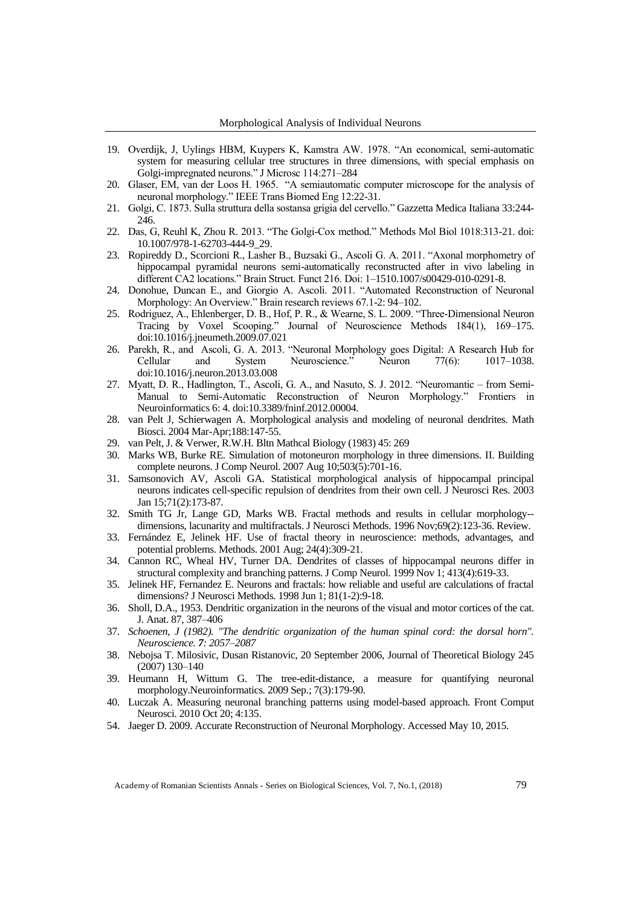19. Overdijk, J, Uylings HBM, Kuypers K, Kamstra AW. 1978. "An economical, semi-automatic system for measuring cellular tree structures in three dimensions, with special emphasis on Golgi-impregnated neurons." J Microsc 114:271–284
20. Glaser, EM, van der Loos H. 1965. "A semiautomatic computer microscope for the analysis of neuronal morphology." IEEE Trans Biomed Eng 12:22-31.
21. Golgi, C. 1873. Sulla struttura della sostansa grigia del cervello." Gazzetta Medica Italiana 33:244-246.
22. Das, G, Reuhl K, Zhou R. 2013. "The Golgi-Cox method." Methods Mol Biol 1018:313-21. doi: 10.1007/978-1-62703-444-9_29.
23. Ropireddy D., Scorcioni R., Lasher B., Buzsaki G., Ascoli G. A. 2011. "Axonal morphometry of hippocampal pyramidal neurons semi-automatically reconstructed after in vivo labeling in different CA2 locations." Brain Struct. Funct 216. Doi: 1–1510.1007/s00429-010-0291-8.
24. Donohue, Duncan E., and Giorgio A. Ascoli. 2011. "Automated Reconstruction of Neuronal Morphology: An Overview." Brain research reviews 67.1-2: 94–102.
25. Rodriguez, A., Ehlenberger, D. B., Hof, P. R., & Wearne, S. L. 2009. "Three-Dimensional Neuron Tracing by Voxel Scooping." Journal of Neuroscience Methods 184(1), 169–175. doi:10.1016/j.jneumeth.2009.07.021
26. Parekh, R., and Ascoli, G. A. 2013. "Neuronal Morphology goes Digital: A Research Hub for Cellular and System Neuroscience." Neuron 77(6): 1017–1038. doi:10.1016/j.neuron.2013.03.008
27. Myatt, D. R., Hadlington, T., Ascoli, G. A., and Nasuto, S. J. 2012. "Neuromantic – from Semi-Manual to Semi-Automatic Reconstruction of Neuron Morphology." Frontiers in Neuroinformatics 6: 4. doi:10.3389/fninf.2012.00004.
28. van Pelt J, Schierwagen A. Morphological analysis and modeling of neuronal dendrites. Math Biosci. 2004 Mar-Apr;188:147-55.
29. van Pelt, J. & Verwer, R.W.H. Bltn Mathcal Biology (1983) 45: 269
30. Marks WB, Burke RE. Simulation of motoneuron morphology in three dimensions. II. Building complete neurons. J Comp Neurol. 2007 Aug 10;503(5):701-16.
31. Samsonovich AV, Ascoli GA. Statistical morphological analysis of hippocampal principal neurons indicates cell-specific repulsion of dendrites from their own cell. J Neurosci Res. 2003 Jan 15;71(2):173-87.
32. Smith TG Jr, Lange GD, Marks WB. Fractal methods and results in cellular morphology--dimensions, lacunarity and multifractals. J Neurosci Methods. 1996 Nov;69(2):123-36. Review.
33. Fernández E, Jelinek HF. Use of fractal theory in neuroscience: methods, advantages, and potential problems. Methods. 2001 Aug; 24(4):309-21.
34. Cannon RC, Wheal HV, Turner DA. Dendrites of classes of hippocampal neurons differ in structural complexity and branching patterns. J Comp Neurol. 1999 Nov 1; 413(4):619-33.
35. Jelinek HF, Fernandez E. Neurons and fractals: how reliable and useful are calculations of fractal dimensions? J Neurosci Methods. 1998 Jun 1; 81(1-2):9-18.
36. Sholl, D.A., 1953. Dendritic organization in the neurons of the visual and motor cortices of the cat. J. Anat. 87, 387–406
37. *Schoenen, J (1982). "The dendritic organization of the human spinal cord: the dorsal horn". Neuroscience. **7**: 2057–2087*
38. Nebojsa T. Milosivic, Dusan Ristanovic, 20 September 2006, Journal of Theoretical Biology 245 (2007) 130–140
39. Heumann H, Wittum G. The tree-edit-distance, a measure for quantifying neuronal morphology.Neuroinformatics. 2009 Sep.; 7(3):179-90.
40. Luczak A. Measuring neuronal branching patterns using model-based approach. Front Comput Neurosci. 2010 Oct 20; 4:135.
54. Jaeger D. 2009. Accurate Reconstruction of Neuronal Morphology. Accessed May 10, 2015.